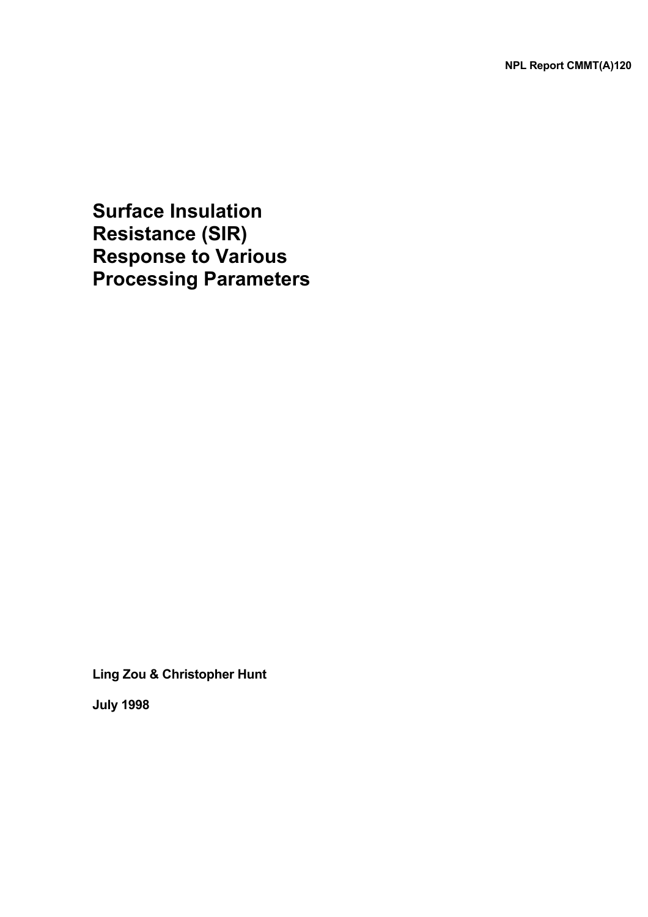NPL Report CMMT(A)120

# Surface Insulation Resistance (SIR) Response to Various Processing Parameters

**Ling Zou & Christopher Hunt**

**July 1998**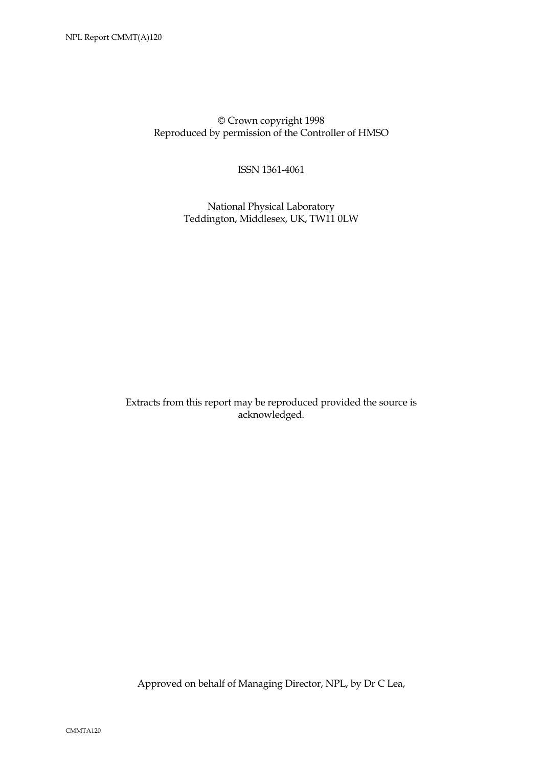© Crown copyright 1998
Reproduced by permission of the Controller of HMSO

ISSN 1361-4061

National Physical Laboratory
Teddington, Middlesex, UK, TW11 0LW

Extracts from this report may be reproduced provided the source is acknowledged.

Approved on behalf of Managing Director, NPL, by Dr C Lea,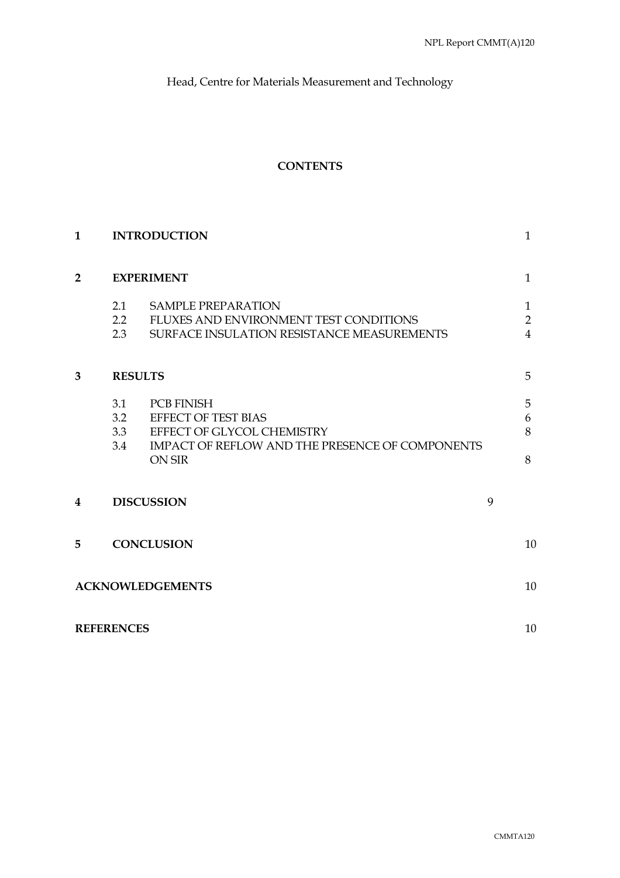Head, Centre for Materials Measurement and Technology

**CONTENTS**

| | | | |
|---|---|---|---|
| **1** | **INTRODUCTION** | | 1 |
| **2** | **EXPERIMENT** | | 1 |
| | 2.1 | SAMPLE PREPARATION | 1 |
| | 2.2 | FLUXES AND ENVIRONMENT TEST CONDITIONS | 2 |
| | 2.3 | SURFACE INSULATION RESISTANCE MEASUREMENTS | 4 |
| **3** | **RESULTS** | | 5 |
| | 3.1 | PCB FINISH | 5 |
| | 3.2 | EFFECT OF TEST BIAS | 6 |
| | 3.3 | EFFECT OF GLYCOL CHEMISTRY | 8 |
| | 3.4 | IMPACT OF REFLOW AND THE PRESENCE OF COMPONENTS ON SIR | 8 |
| **4** | **DISCUSSION** | | 9 |
| **5** | **CONCLUSION** | | 10 |
| **ACKNOWLEDGEMENTS** | | | 10 |
| **REFERENCES** | | | 10 |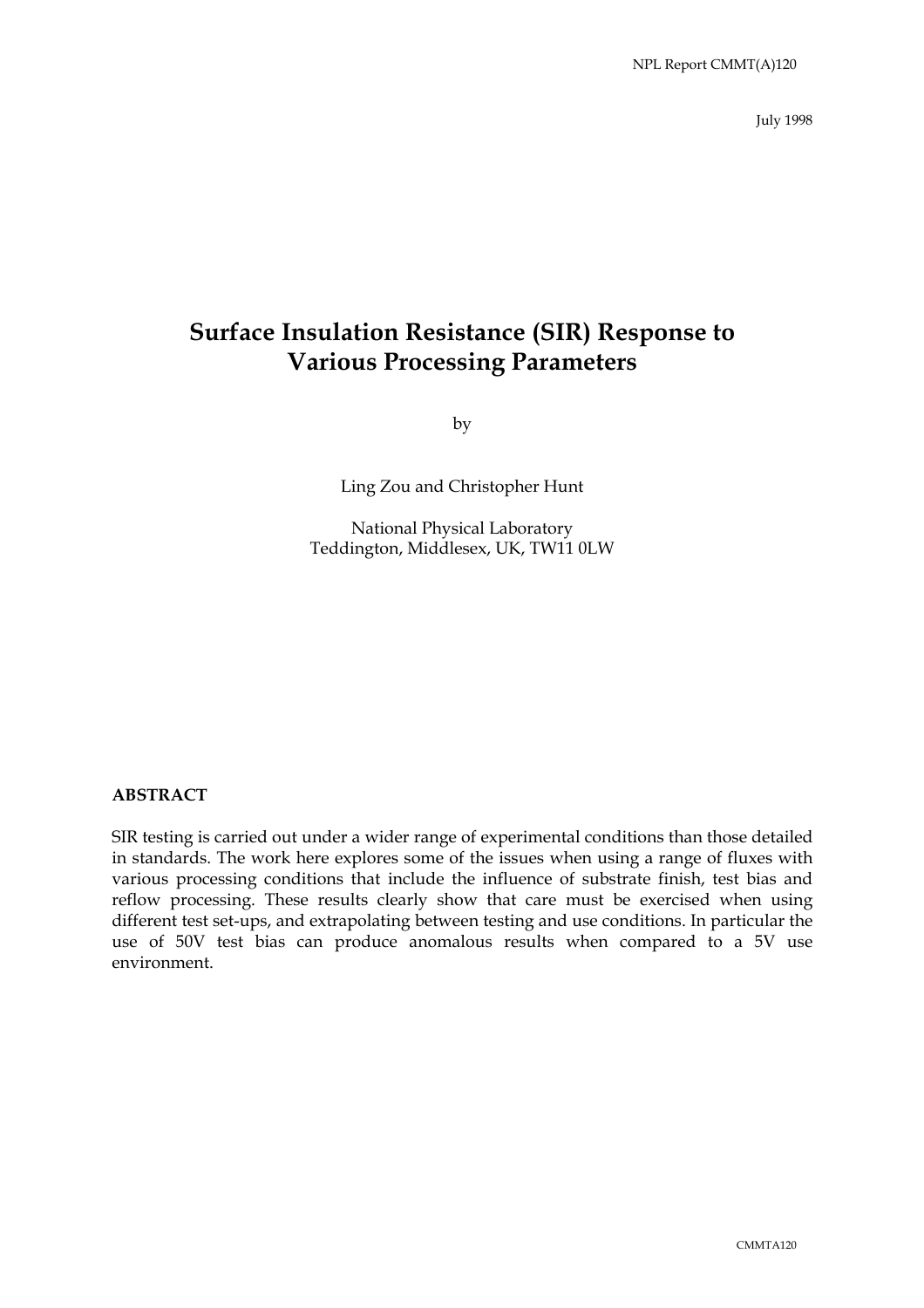NPL Report CMMT(A)120

July 1998

# Surface Insulation Resistance (SIR) Response to Various Processing Parameters

by

Ling Zou and Christopher Hunt

National Physical Laboratory
Teddington, Middlesex, UK, TW11 0LW

**ABSTRACT**

SIR testing is carried out under a wider range of experimental conditions than those detailed in standards. The work here explores some of the issues when using a range of fluxes with various processing conditions that include the influence of substrate finish, test bias and reflow processing. These results clearly show that care must be exercised when using different test set-ups, and extrapolating between testing and use conditions. In particular the use of 50V test bias can produce anomalous results when compared to a 5V use environment.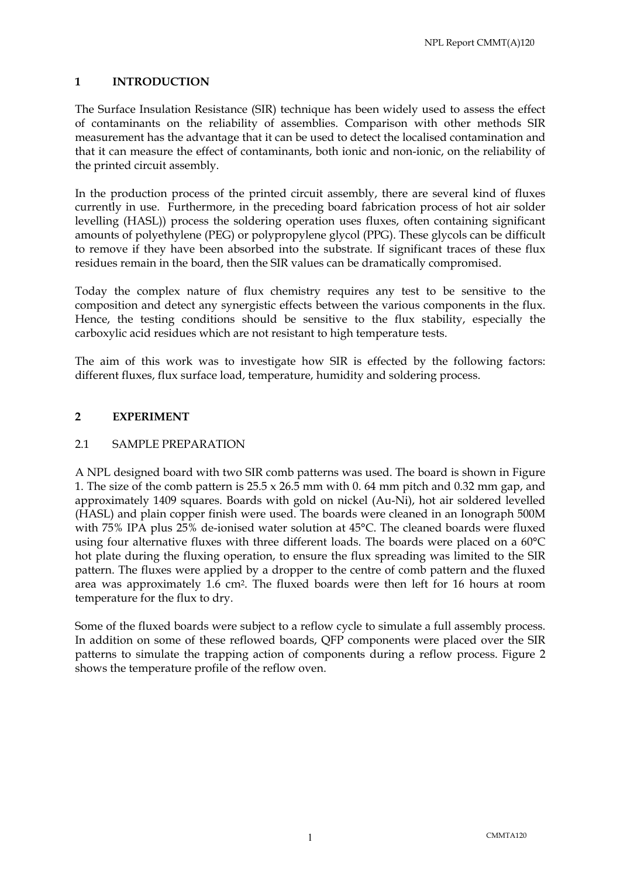## 1 INTRODUCTION

The Surface Insulation Resistance (SIR) technique has been widely used to assess the effect of contaminants on the reliability of assemblies. Comparison with other methods SIR measurement has the advantage that it can be used to detect the localised contamination and that it can measure the effect of contaminants, both ionic and non-ionic, on the reliability of the printed circuit assembly.

In the production process of the printed circuit assembly, there are several kind of fluxes currently in use. Furthermore, in the preceding board fabrication process of hot air solder levelling (HASL)) process the soldering operation uses fluxes, often containing significant amounts of polyethylene (PEG) or polypropylene glycol (PPG). These glycols can be difficult to remove if they have been absorbed into the substrate. If significant traces of these flux residues remain in the board, then the SIR values can be dramatically compromised.

Today the complex nature of flux chemistry requires any test to be sensitive to the composition and detect any synergistic effects between the various components in the flux. Hence, the testing conditions should be sensitive to the flux stability, especially the carboxylic acid residues which are not resistant to high temperature tests.

The aim of this work was to investigate how SIR is effected by the following factors: different fluxes, flux surface load, temperature, humidity and soldering process.

## 2 EXPERIMENT

### 2.1 SAMPLE PREPARATION

A NPL designed board with two SIR comb patterns was used. The board is shown in Figure 1. The size of the comb pattern is 25.5 x 26.5 mm with 0. 64 mm pitch and 0.32 mm gap, and approximately 1409 squares. Boards with gold on nickel (Au-Ni), hot air soldered levelled (HASL) and plain copper finish were used. The boards were cleaned in an Ionograph 500M with 75% IPA plus 25% de-ionised water solution at 45°C. The cleaned boards were fluxed using four alternative fluxes with three different loads. The boards were placed on a 60°C hot plate during the fluxing operation, to ensure the flux spreading was limited to the SIR pattern. The fluxes were applied by a dropper to the centre of comb pattern and the fluxed area was approximately 1.6 $cm^2$. The fluxed boards were then left for 16 hours at room temperature for the flux to dry.

Some of the fluxed boards were subject to a reflow cycle to simulate a full assembly process. In addition on some of these reflowed boards, QFP components were placed over the SIR patterns to simulate the trapping action of components during a reflow process. Figure 2 shows the temperature profile of the reflow oven.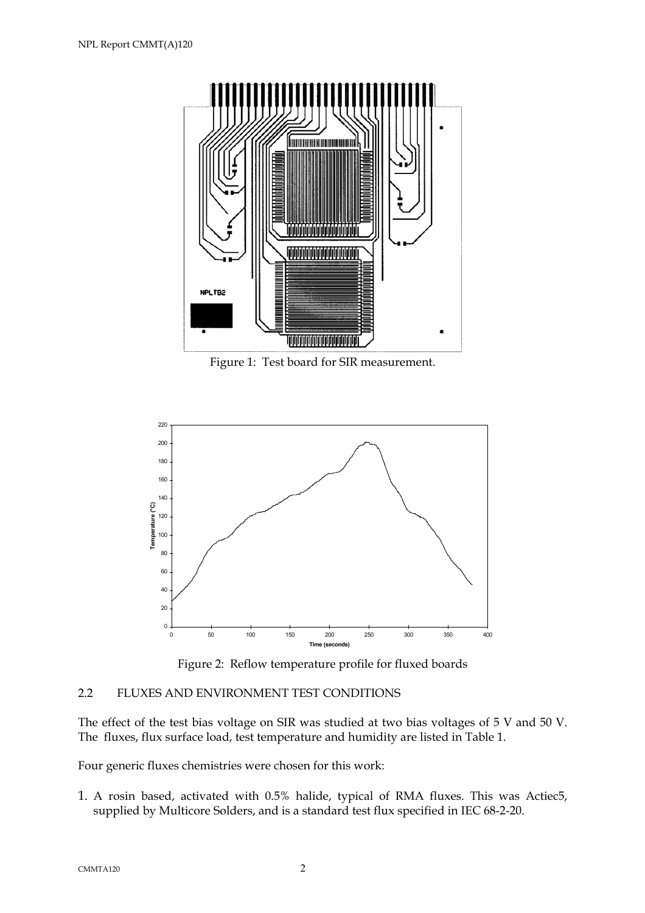NPLTB2

Figure 1: Test board for SIR measurement.

220
200
180
160
140
120
100
80
60
40
20
0

Temperature (°C)

0 50 100 150 200 250 300 350 400

Time (seconds)

Figure 2: Reflow temperature profile for fluxed boards

### 2.2 FLUXES AND ENVIRONMENT TEST CONDITIONS

The effect of the test bias voltage on SIR was studied at two bias voltages of 5 V and 50 V. The fluxes, flux surface load, test temperature and humidity are listed in Table 1.

Four generic fluxes chemistries were chosen for this work:

1. A rosin based, activated with 0.5% halide, typical of RMA fluxes. This was Actiec5, supplied by Multicore Solders, and is a standard test flux specified in IEC 68-2-20.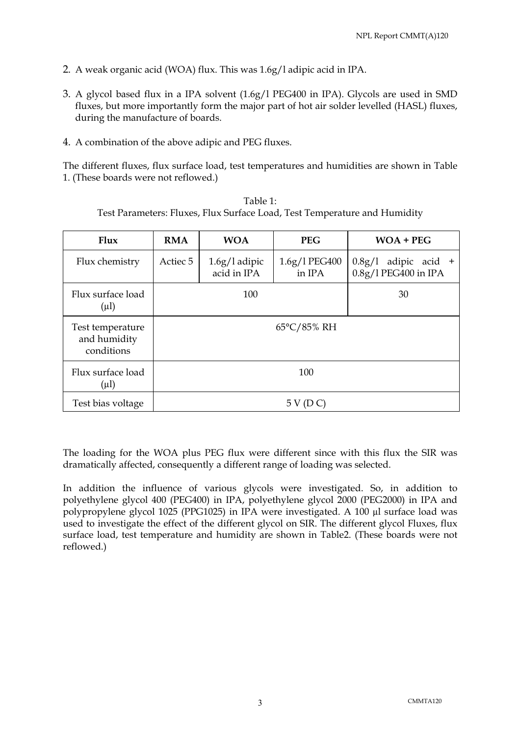2. A weak organic acid (WOA) flux. This was 1.6g/l adipic acid in IPA.

3. A glycol based flux in a IPA solvent (1.6g/l PEG400 in IPA). Glycols are used in SMD fluxes, but more importantly form the major part of hot air solder levelled (HASL) fluxes, during the manufacture of boards.

4. A combination of the above adipic and PEG fluxes.

The different fluxes, flux surface load, test temperatures and humidities are shown in Table 1. (These boards were not reflowed.)

Table 1:
Test Parameters: Fluxes, Flux Surface Load, Test Temperature and Humidity

| **Flux** | **RMA** | **WOA** | **PEG** | **WOA + PEG** |
|---|---|---|---|---|
| Flux chemistry | Actiec 5 | 1.6g/l adipic acid in IPA | 1.6g/l PEG400 in IPA | 0.8g/l adipic acid + 0.8g/l PEG400 in IPA |
| Flux surface load (µl) | 100 | | | 30 |
| Test temperature and humidity conditions | 65°C/85% RH | | | |
| Flux surface load (µl) | 100 | | | |
| Test bias voltage | 5 V (D C) | | | |

The loading for the WOA plus PEG flux were different since with this flux the SIR was dramatically affected, consequently a different range of loading was selected.

In addition the influence of various glycols were investigated. So, in addition to polyethylene glycol 400 (PEG400) in IPA, polyethylene glycol 2000 (PEG2000) in IPA and polypropylene glycol 1025 (PPG1025) in IPA were investigated. A 100 µl surface load was used to investigate the effect of the different glycol on SIR. The different glycol Fluxes, flux surface load, test temperature and humidity are shown in Table2. (These boards were not reflowed.)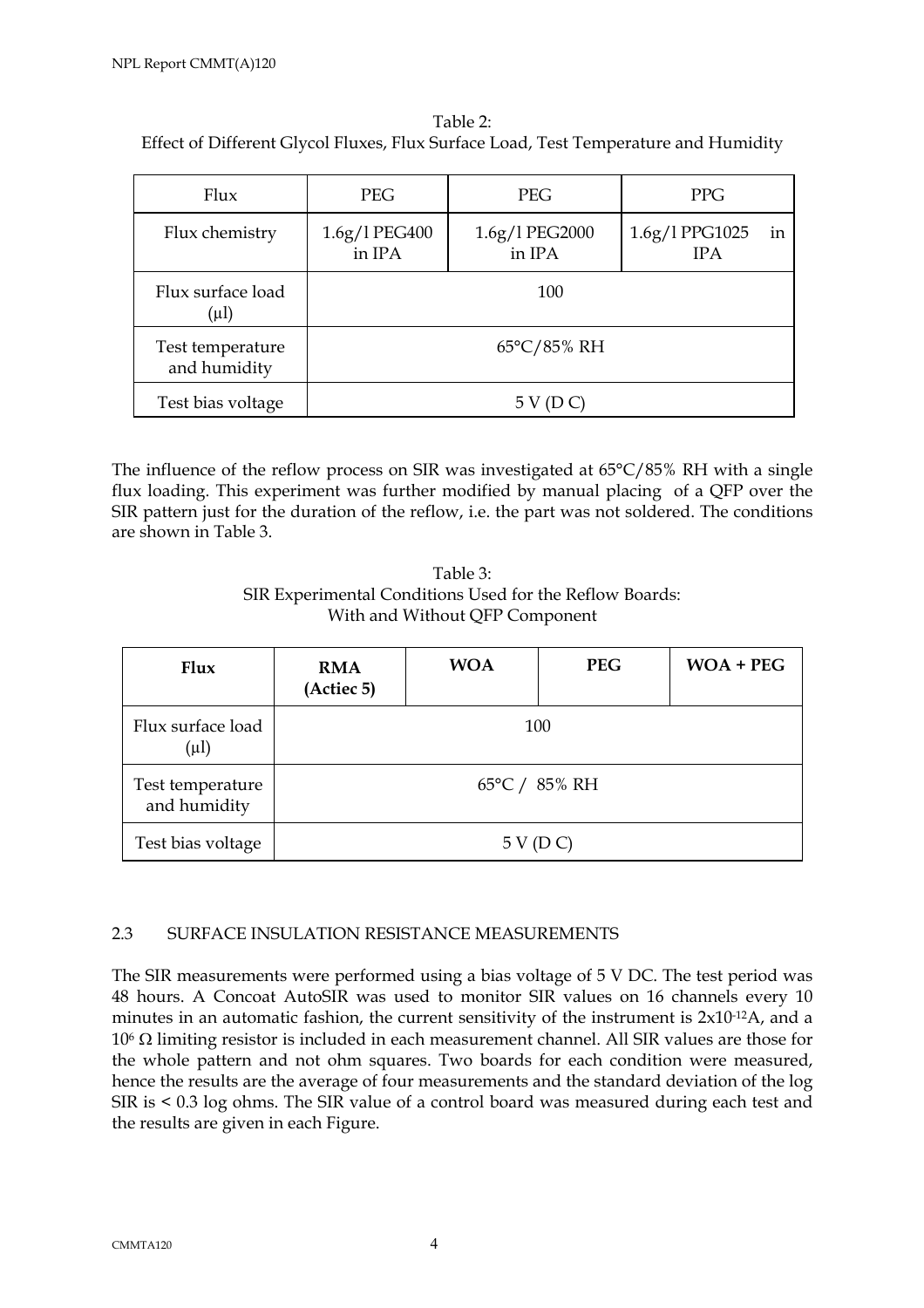Table 2:
Effect of Different Glycol Fluxes, Flux Surface Load, Test Temperature and Humidity

| Flux | PEG | PEG | PPG |
|---|---|---|---|
| Flux chemistry | 1.6g/l PEG400 in IPA | 1.6g/l PEG2000 in IPA | 1.6g/l PPG1025 in IPA |
| Flux surface load (μl) | 100 | | |
| Test temperature and humidity | 65°C/85% RH | | |
| Test bias voltage | 5 V (D C) | | |

The influence of the reflow process on SIR was investigated at 65°C/85% RH with a single flux loading. This experiment was further modified by manual placing of a QFP over the SIR pattern just for the duration of the reflow, i.e. the part was not soldered. The conditions are shown in Table 3.

Table 3:
SIR Experimental Conditions Used for the Reflow Boards:
With and Without QFP Component

| **Flux** | **RMA (Actiec 5)** | **WOA** | **PEG** | **WOA + PEG** |
|---|---|---|---|---|
| Flux surface load (μl) | 100 | | | |
| Test temperature and humidity | 65°C / 85% RH | | | |
| Test bias voltage | 5 V (D C) | | | |

## 2.3 SURFACE INSULATION RESISTANCE MEASUREMENTS

The SIR measurements were performed using a bias voltage of 5 V DC. The test period was 48 hours. A Concoat AutoSIR was used to monitor SIR values on 16 channels every 10 minutes in an automatic fashion, the current sensitivity of the instrument is $2x10^{-12}$A, and a $10^6$ Ω limiting resistor is included in each measurement channel. All SIR values are those for the whole pattern and not ohm squares. Two boards for each condition were measured, hence the results are the average of four measurements and the standard deviation of the log SIR is < 0.3 log ohms. The SIR value of a control board was measured during each test and the results are given in each Figure.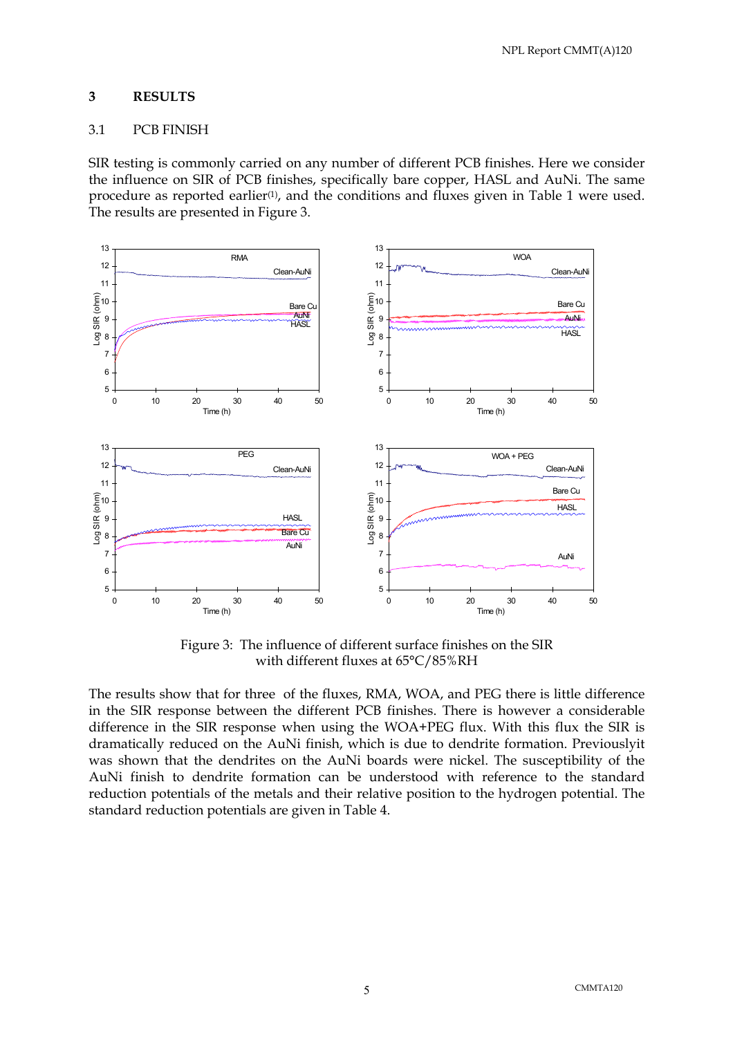## 3 RESULTS

### 3.1 PCB FINISH

SIR testing is commonly carried on any number of different PCB finishes. Here we consider the influence on SIR of PCB finishes, specifically bare copper, HASL and AuNi. The same procedure as reported earlier[(1)], and the conditions and fluxes given in Table 1 were used. The results are presented in Figure 3.

RMA
Clean-AuNi
Bare Cu
AuNi
HASL
Log SIR (ohm)
13
12
11
10
9
8
7
6
5
0 10 20 30 40 50
Time (h)

WOA
Clean-AuNi
Bare Cu
AuNi
HASL
Log SIR (ohm)
13
12
11
10
9
8
7
6
5
0 10 20 30 40 50
Time (h)

PEG
Clean-AuNi
HASL
Bare Cu
AuNi
Log SIR (ohm)
13
12
11
10
9
8
7
6
5
0 10 20 30 40 50
Time (h)

WOA + PEG
Clean-AuNi
Bare Cu
HASL
AuNi
Log SIR (ohm)
13
12
11
10
9
8
7
6
5
0 10 20 30 40 50
Time (h)

Figure 3: The influence of different surface finishes on the SIR with different fluxes at 65°C/85%RH

The results show that for three of the fluxes, RMA, WOA, and PEG there is little difference in the SIR response between the different PCB finishes. There is however a considerable difference in the SIR response when using the WOA+PEG flux. With this flux the SIR is dramatically reduced on the AuNi finish, which is due to dendrite formation. Previouslyit was shown that the dendrites on the AuNi boards were nickel. The susceptibility of the AuNi finish to dendrite formation can be understood with reference to the standard reduction potentials of the metals and their relative position to the hydrogen potential. The standard reduction potentials are given in Table 4.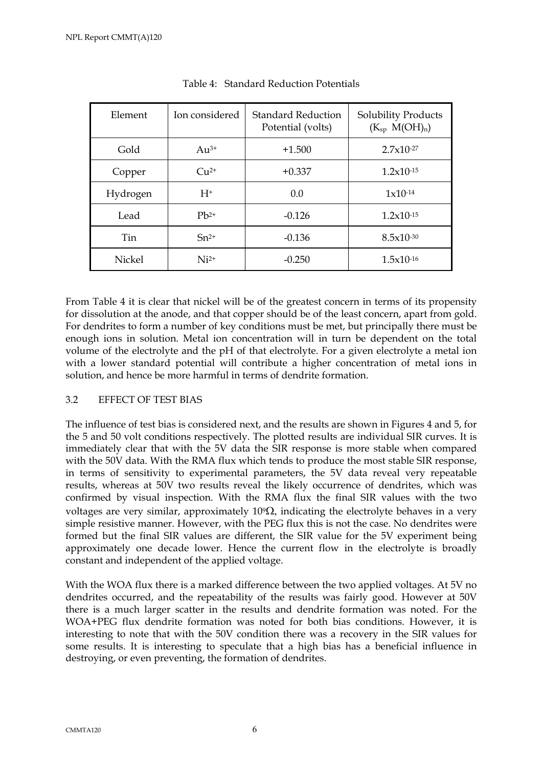Table 4: Standard Reduction Potentials

| Element | Ion considered | Standard Reduction Potential (volts) | Solubility Products ($K_{sp}$ $M(OH)_n$) |
|---|---|---|---|
| Gold | $Au^{3+}$ | +1.500 | $2.7x10^{-27}$ |
| Copper | $Cu^{2+}$ | +0.337 | $1.2x10^{-15}$ |
| Hydrogen | $H^{+}$ | 0.0 | $1x10^{-14}$ |
| Lead | $Pb^{2+}$ | -0.126 | $1.2x10^{-15}$ |
| Tin | $Sn^{2+}$ | -0.136 | $8.5x10^{-30}$ |
| Nickel | $Ni^{2+}$ | -0.250 | $1.5x10^{-16}$ |

From Table 4 it is clear that nickel will be of the greatest concern in terms of its propensity for dissolution at the anode, and that copper should be of the least concern, apart from gold. For dendrites to form a number of key conditions must be met, but principally there must be enough ions in solution. Metal ion concentration will in turn be dependent on the total volume of the electrolyte and the pH of that electrolyte. For a given electrolyte a metal ion with a lower standard potential will contribute a higher concentration of metal ions in solution, and hence be more harmful in terms of dendrite formation.

## 3.2 EFFECT OF TEST BIAS

The influence of test bias is considered next, and the results are shown in Figures 4 and 5, for the 5 and 50 volt conditions respectively. The plotted results are individual SIR curves. It is immediately clear that with the 5V data the SIR response is more stable when compared with the 50V data. With the RMA flux which tends to produce the most stable SIR response, in terms of sensitivity to experimental parameters, the 5V data reveal very repeatable results, whereas at 50V two results reveal the likely occurrence of dendrites, which was confirmed by visual inspection. With the RMA flux the final SIR values with the two voltages are very similar, approximately $10^9\Omega$, indicating the electrolyte behaves in a very simple resistive manner. However, with the PEG flux this is not the case. No dendrites were formed but the final SIR values are different, the SIR value for the 5V experiment being approximately one decade lower. Hence the current flow in the electrolyte is broadly constant and independent of the applied voltage.

With the WOA flux there is a marked difference between the two applied voltages. At 5V no dendrites occurred, and the repeatability of the results was fairly good. However at 50V there is a much larger scatter in the results and dendrite formation was noted. For the WOA+PEG flux dendrite formation was noted for both bias conditions. However, it is interesting to note that with the 50V condition there was a recovery in the SIR values for some results. It is interesting to speculate that a high bias has a beneficial influence in destroying, or even preventing, the formation of dendrites.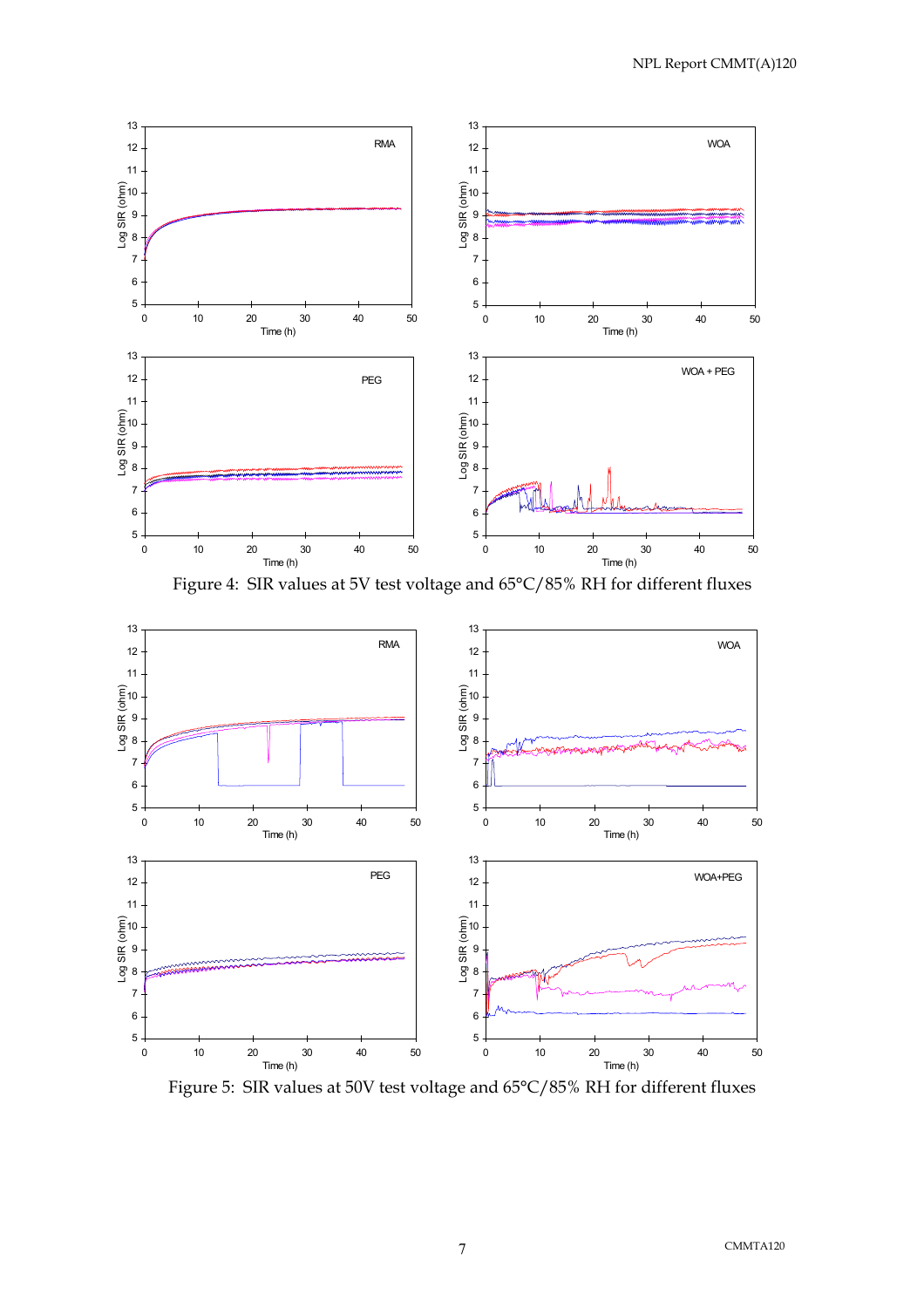Figure 4: SIR values at 5V test voltage and 65°C/85% RH for different fluxes

Figure 5: SIR values at 50V test voltage and 65°C/85% RH for different fluxes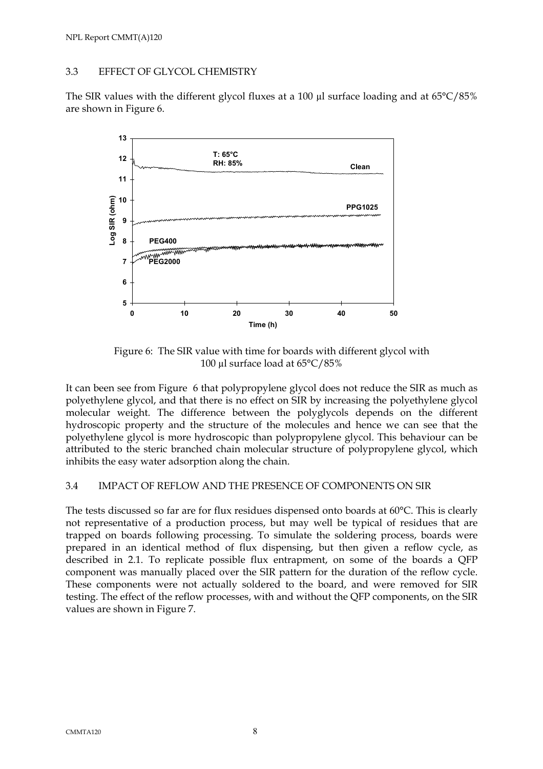## 3.3 EFFECT OF GLYCOL CHEMISTRY

The SIR values with the different glycol fluxes at a 100 µl surface loading and at 65°C/85% are shown in Figure 6.

T: 65°C
RH: 85%

Clean

PPG1025

PEG400

PEG2000

Log SIR (ohm)

13
12
11
10
9
8
7
6
5

0
10
20
30
40
50

Time (h)

Figure 6: The SIR value with time for boards with different glycol with 100 µl surface load at 65°C/85%

It can been see from Figure 6 that polypropylene glycol does not reduce the SIR as much as polyethylene glycol, and that there is no effect on SIR by increasing the polyethylene glycol molecular weight. The difference between the polyglycols depends on the different hydroscopic property and the structure of the molecules and hence we can see that the polyethylene glycol is more hydroscopic than polypropylene glycol. This behaviour can be attributed to the steric branched chain molecular structure of polypropylene glycol, which inhibits the easy water adsorption along the chain.

## 3.4 IMPACT OF REFLOW AND THE PRESENCE OF COMPONENTS ON SIR

The tests discussed so far are for flux residues dispensed onto boards at 60°C. This is clearly not representative of a production process, but may well be typical of residues that are trapped on boards following processing. To simulate the soldering process, boards were prepared in an identical method of flux dispensing, but then given a reflow cycle, as described in 2.1. To replicate possible flux entrapment, on some of the boards a QFP component was manually placed over the SIR pattern for the duration of the reflow cycle. These components were not actually soldered to the board, and were removed for SIR testing. The effect of the reflow processes, with and without the QFP components, on the SIR values are shown in Figure 7.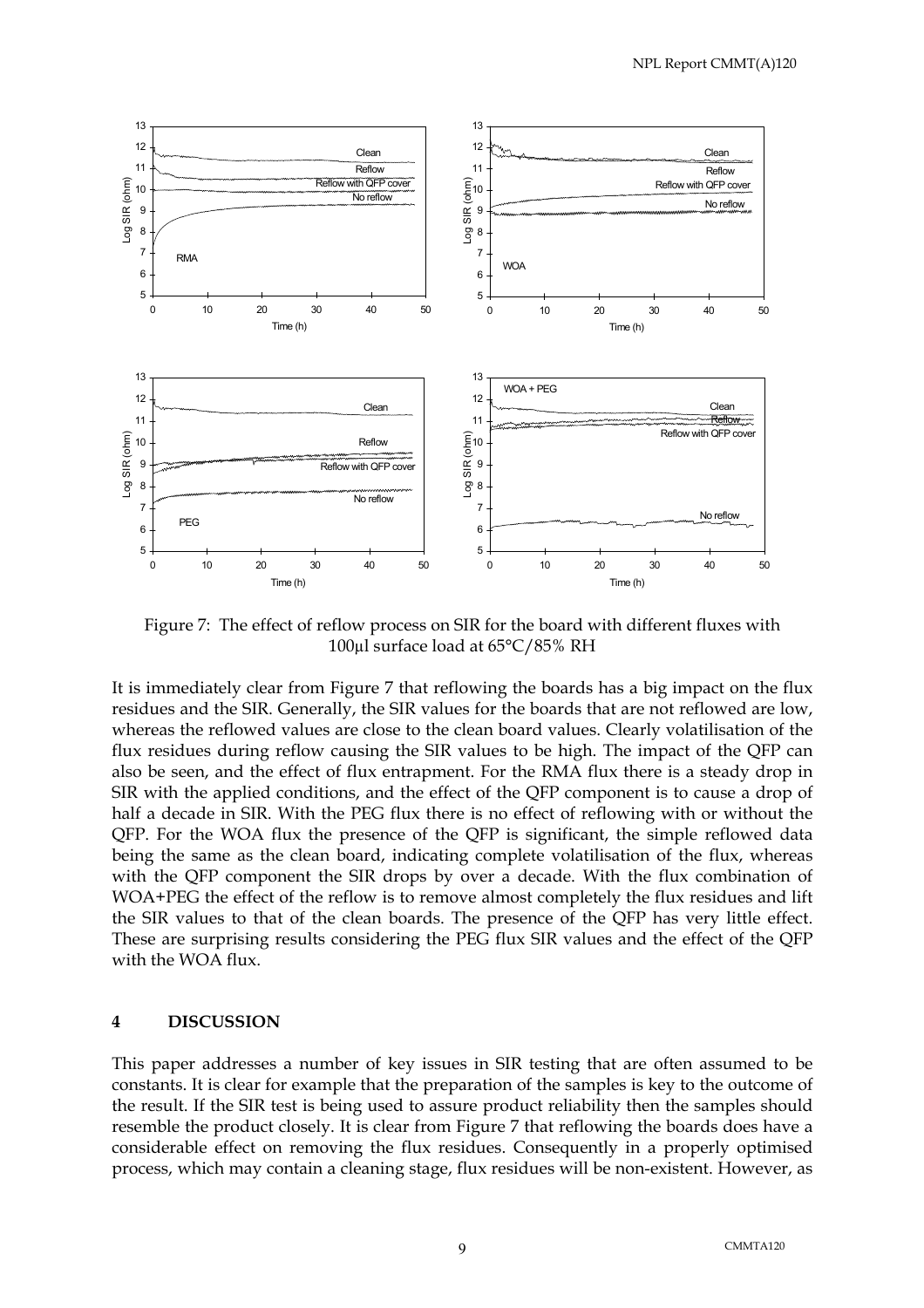RMA

Clean

Reflow

Reflow with QFP cover

No reflow

Log SIR (ohm)

Time (h)

WOA

Clean

Reflow

Reflow with QFP cover

No reflow

Log SIR (ohm)

Time (h)

PEG

Clean

Reflow

Reflow with QFP cover

No reflow

Log SIR (ohm)

Time (h)

WOA + PEG

Clean

Reflow

Reflow with QFP cover

No reflow

Log SIR (ohm)

Time (h)

Figure 7: The effect of reflow process on SIR for the board with different fluxes with 100µl surface load at 65°C/85% RH

It is immediately clear from Figure 7 that reflowing the boards has a big impact on the flux residues and the SIR. Generally, the SIR values for the boards that are not reflowed are low, whereas the reflowed values are close to the clean board values. Clearly volatilisation of the flux residues during reflow causing the SIR values to be high. The impact of the QFP can also be seen, and the effect of flux entrapment. For the RMA flux there is a steady drop in SIR with the applied conditions, and the effect of the QFP component is to cause a drop of half a decade in SIR. With the PEG flux there is no effect of reflowing with or without the QFP. For the WOA flux the presence of the QFP is significant, the simple reflowed data being the same as the clean board, indicating complete volatilisation of the flux, whereas with the QFP component the SIR drops by over a decade. With the flux combination of WOA+PEG the effect of the reflow is to remove almost completely the flux residues and lift the SIR values to that of the clean boards. The presence of the QFP has very little effect. These are surprising results considering the PEG flux SIR values and the effect of the QFP with the WOA flux.

## 4 DISCUSSION

This paper addresses a number of key issues in SIR testing that are often assumed to be constants. It is clear for example that the preparation of the samples is key to the outcome of the result. If the SIR test is being used to assure product reliability then the samples should resemble the product closely. It is clear from Figure 7 that reflowing the boards does have a considerable effect on removing the flux residues. Consequently in a properly optimised process, which may contain a cleaning stage, flux residues will be non-existent. However, as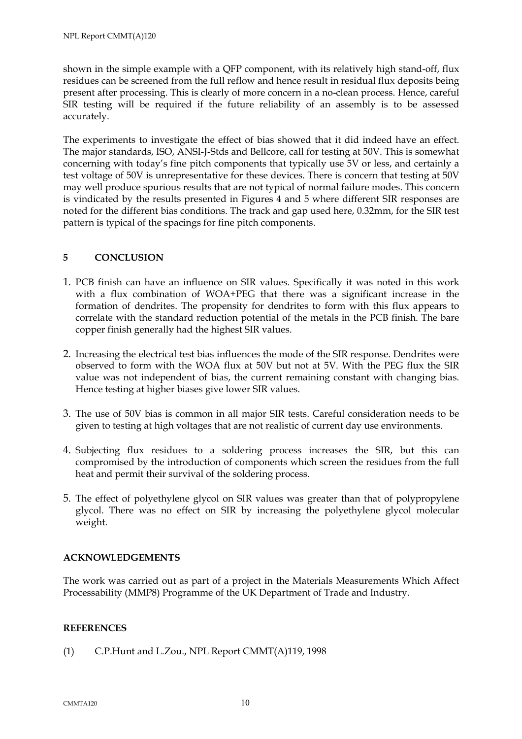shown in the simple example with a QFP component, with its relatively high stand-off, flux residues can be screened from the full reflow and hence result in residual flux deposits being present after processing. This is clearly of more concern in a no-clean process. Hence, careful SIR testing will be required if the future reliability of an assembly is to be assessed accurately.

The experiments to investigate the effect of bias showed that it did indeed have an effect. The major standards, ISO, ANSI-J-Stds and Bellcore, call for testing at 50V. This is somewhat concerning with today's fine pitch components that typically use 5V or less, and certainly a test voltage of 50V is unrepresentative for these devices. There is concern that testing at 50V may well produce spurious results that are not typical of normal failure modes. This concern is vindicated by the results presented in Figures 4 and 5 where different SIR responses are noted for the different bias conditions. The track and gap used here, 0.32mm, for the SIR test pattern is typical of the spacings for fine pitch components.

## 5 CONCLUSION

1. PCB finish can have an influence on SIR values. Specifically it was noted in this work with a flux combination of WOA+PEG that there was a significant increase in the formation of dendrites. The propensity for dendrites to form with this flux appears to correlate with the standard reduction potential of the metals in the PCB finish. The bare copper finish generally had the highest SIR values.

2. Increasing the electrical test bias influences the mode of the SIR response. Dendrites were observed to form with the WOA flux at 50V but not at 5V. With the PEG flux the SIR value was not independent of bias, the current remaining constant with changing bias. Hence testing at higher biases give lower SIR values.

3. The use of 50V bias is common in all major SIR tests. Careful consideration needs to be given to testing at high voltages that are not realistic of current day use environments.

4. Subjecting flux residues to a soldering process increases the SIR, but this can compromised by the introduction of components which screen the residues from the full heat and permit their survival of the soldering process.

5. The effect of polyethylene glycol on SIR values was greater than that of polypropylene glycol. There was no effect on SIR by increasing the polyethylene glycol molecular weight.

## ACKNOWLEDGEMENTS

The work was carried out as part of a project in the Materials Measurements Which Affect Processability (MMP8) Programme of the UK Department of Trade and Industry.

## REFERENCES

(1) C.P.Hunt and L.Zou., NPL Report CMMT(A)119, 1998